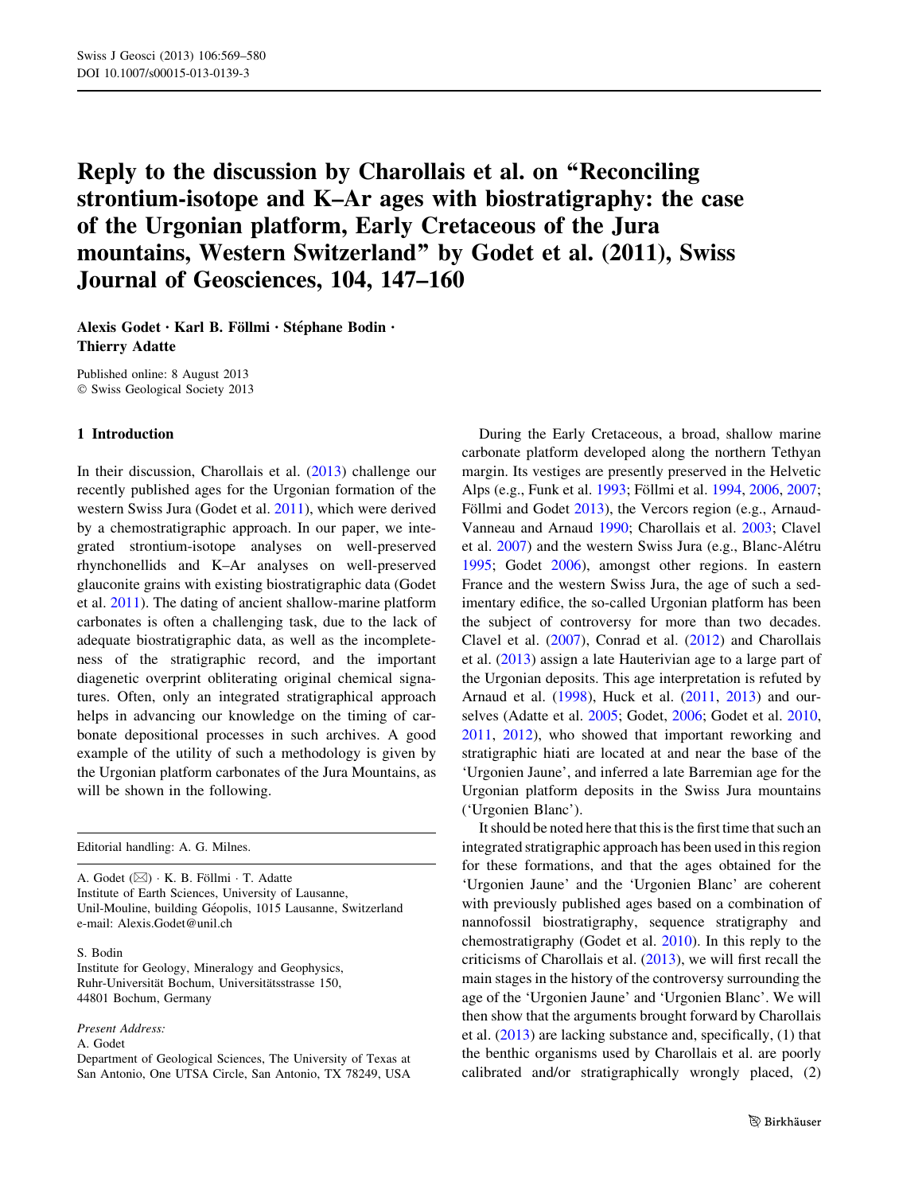# Reply to the discussion by Charollais et al. on "Reconciling strontium-isotope and K–Ar ages with biostratigraphy: the case of the Urgonian platform, Early Cretaceous of the Jura mountains, Western Switzerland" by Godet et al. (2011), Swiss Journal of Geosciences, 104, 147–160

**Alexis Godet · Karl B. Föllmi · Stéphane Bodin · Thierry Adatte**

Published online: 8 August 2013
© Swiss Geological Society 2013

## 1 Introduction

In their discussion, Charollais et al. (2013) challenge our recently published ages for the Urgonian formation of the western Swiss Jura (Godet et al. 2011), which were derived by a chemostratigraphic approach. In our paper, we integrated strontium-isotope analyses on well-preserved rhynchonellids and K–Ar analyses on well-preserved glauconite grains with existing biostratigraphic data (Godet et al. 2011). The dating of ancient shallow-marine platform carbonates is often a challenging task, due to the lack of adequate biostratigraphic data, as well as the incompleteness of the stratigraphic record, and the important diagenetic overprint obliterating original chemical signatures. Often, only an integrated stratigraphical approach helps in advancing our knowledge on the timing of carbonate depositional processes in such archives. A good example of the utility of such a methodology is given by the Urgonian platform carbonates of the Jura Mountains, as will be shown in the following.

Editorial handling: A. G. Milnes.

A. Godet (✉) · K. B. Föllmi · T. Adatte
Institute of Earth Sciences, University of Lausanne, Unil-Mouline, building Géopolis, 1015 Lausanne, Switzerland
e-mail: Alexis.Godet@unil.ch

S. Bodin
Institute for Geology, Mineralogy and Geophysics, Ruhr-Universität Bochum, Universitätsstrasse 150, 44801 Bochum, Germany

*Present Address:*
A. Godet
Department of Geological Sciences, The University of Texas at San Antonio, One UTSA Circle, San Antonio, TX 78249, USA

During the Early Cretaceous, a broad, shallow marine carbonate platform developed along the northern Tethyan margin. Its vestiges are presently preserved in the Helvetic Alps (e.g., Funk et al. 1993; Föllmi et al. 1994, 2006, 2007; Föllmi and Godet 2013), the Vercors region (e.g., Arnaud-Vanneau and Arnaud 1990; Charollais et al. 2003; Clavel et al. 2007) and the western Swiss Jura (e.g., Blanc-Alétru 1995; Godet 2006), amongst other regions. In eastern France and the western Swiss Jura, the age of such a sedimentary edifice, the so-called Urgonian platform has been the subject of controversy for more than two decades. Clavel et al. (2007), Conrad et al. (2012) and Charollais et al. (2013) assign a late Hauterivian age to a large part of the Urgonian deposits. This age interpretation is refuted by Arnaud et al. (1998), Huck et al. (2011, 2013) and ourselves (Adatte et al. 2005; Godet, 2006; Godet et al. 2010, 2011, 2012), who showed that important reworking and stratigraphic hiati are located at and near the base of the 'Urgonien Jaune', and inferred a late Barremian age for the Urgonian platform deposits in the Swiss Jura mountains ('Urgonien Blanc').

It should be noted here that this is the first time that such an integrated stratigraphic approach has been used in this region for these formations, and that the ages obtained for the 'Urgonien Jaune' and the 'Urgonien Blanc' are coherent with previously published ages based on a combination of nannofossil biostratigraphy, sequence stratigraphy and chemostratigraphy (Godet et al. 2010). In this reply to the criticisms of Charollais et al. (2013), we will first recall the main stages in the history of the controversy surrounding the age of the 'Urgonien Jaune' and 'Urgonien Blanc'. We will then show that the arguments brought forward by Charollais et al. (2013) are lacking substance and, specifically, (1) that the benthic organisms used by Charollais et al. are poorly calibrated and/or stratigraphically wrongly placed, (2)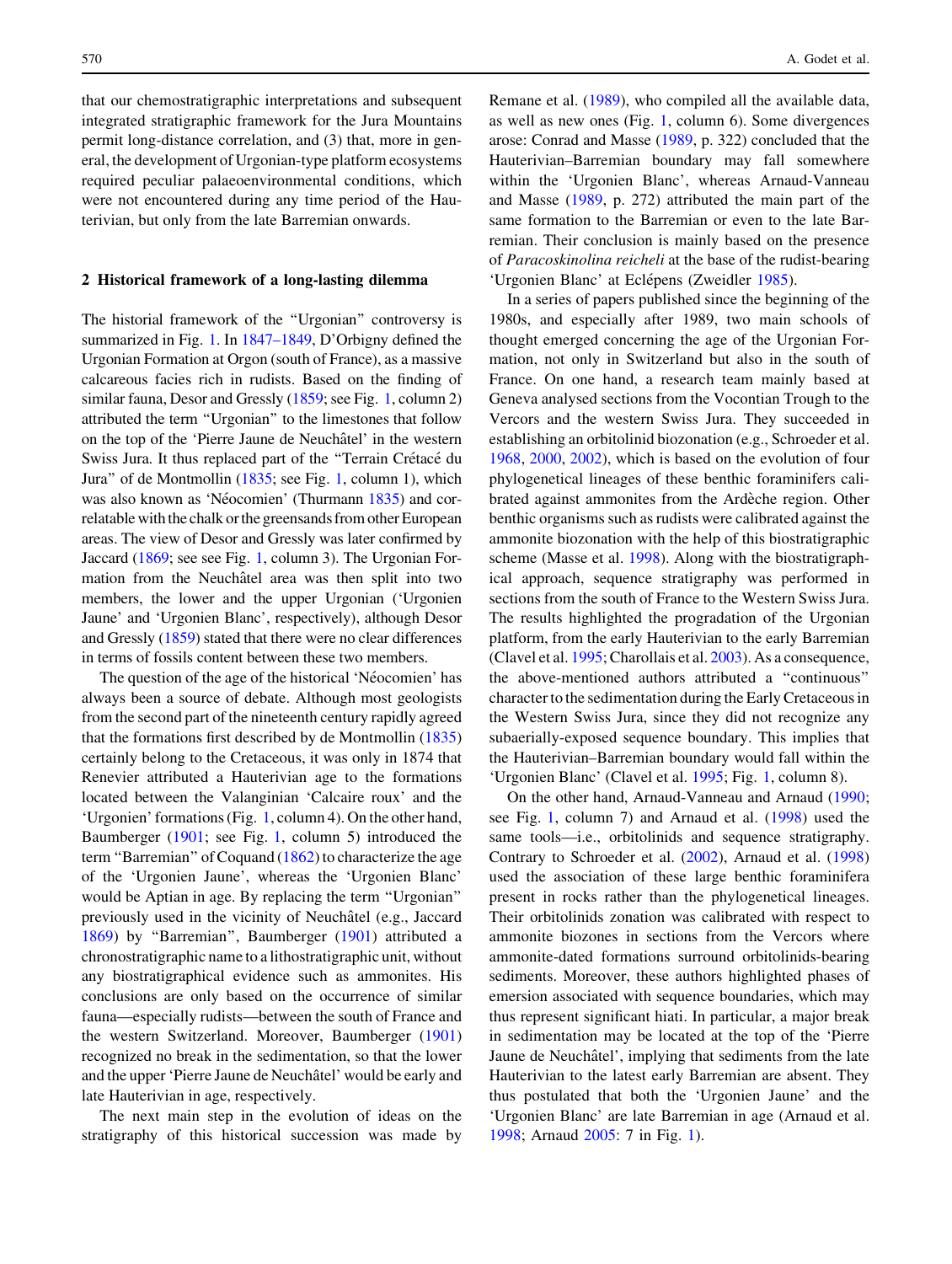that our chemostratigraphic interpretations and subsequent integrated stratigraphic framework for the Jura Mountains permit long-distance correlation, and (3) that, more in general, the development of Urgonian-type platform ecosystems required peculiar palaeoenvironmental conditions, which were not encountered during any time period of the Hauterivian, but only from the late Barremian onwards.

## 2 Historical framework of a long-lasting dilemma

The historial framework of the "Urgonian" controversy is summarized in Fig. 1. In 1847–1849, D'Orbigny defined the Urgonian Formation at Orgon (south of France), as a massive calcareous facies rich in rudists. Based on the finding of similar fauna, Desor and Gressly (1859; see Fig. 1, column 2) attributed the term "Urgonian" to the limestones that follow on the top of the 'Pierre Jaune de Neuchâtel' in the western Swiss Jura. It thus replaced part of the "Terrain Crétacé du Jura" of de Montmollin (1835; see Fig. 1, column 1), which was also known as 'Néocomien' (Thurmann 1835) and correlatable with the chalk or the greensands from other European areas. The view of Desor and Gressly was later confirmed by Jaccard (1869; see see Fig. 1, column 3). The Urgonian Formation from the Neuchâtel area was then split into two members, the lower and the upper Urgonian ('Urgonien Jaune' and 'Urgonien Blanc', respectively), although Desor and Gressly (1859) stated that there were no clear differences in terms of fossils content between these two members.

The question of the age of the historical 'Néocomien' has always been a source of debate. Although most geologists from the second part of the nineteenth century rapidly agreed that the formations first described by de Montmollin (1835) certainly belong to the Cretaceous, it was only in 1874 that Renevier attributed a Hauterivian age to the formations located between the Valanginian 'Calcaire roux' and the 'Urgonien' formations (Fig. 1, column 4). On the other hand, Baumberger (1901; see Fig. 1, column 5) introduced the term "Barremian" of Coquand (1862) to characterize the age of the 'Urgonien Jaune', whereas the 'Urgonien Blanc' would be Aptian in age. By replacing the term "Urgonian" previously used in the vicinity of Neuchâtel (e.g., Jaccard 1869) by "Barremian", Baumberger (1901) attributed a chronostratigraphic name to a lithostratigraphic unit, without any biostratigraphical evidence such as ammonites. His conclusions are only based on the occurrence of similar fauna—especially rudists—between the south of France and the western Switzerland. Moreover, Baumberger (1901) recognized no break in the sedimentation, so that the lower and the upper 'Pierre Jaune de Neuchâtel' would be early and late Hauterivian in age, respectively.

The next main step in the evolution of ideas on the stratigraphy of this historical succession was made by Remane et al. (1989), who compiled all the available data, as well as new ones (Fig. 1, column 6). Some divergences arose: Conrad and Masse (1989, p. 322) concluded that the Hauterivian–Barremian boundary may fall somewhere within the 'Urgonien Blanc', whereas Arnaud-Vanneau and Masse (1989, p. 272) attributed the main part of the same formation to the Barremian or even to the late Barremian. Their conclusion is mainly based on the presence of *Paracoskinolina reicheli* at the base of the rudist-bearing 'Urgonien Blanc' at Eclépens (Zweidler 1985).

In a series of papers published since the beginning of the 1980s, and especially after 1989, two main schools of thought emerged concerning the age of the Urgonian Formation, not only in Switzerland but also in the south of France. On one hand, a research team mainly based at Geneva analysed sections from the Vocontian Trough to the Vercors and the western Swiss Jura. They succeeded in establishing an orbitolinid biozonation (e.g., Schroeder et al. 1968, 2000, 2002), which is based on the evolution of four phylogenetical lineages of these benthic foraminifers calibrated against ammonites from the Ardèche region. Other benthic organisms such as rudists were calibrated against the ammonite biozonation with the help of this biostratigraphic scheme (Masse et al. 1998). Along with the biostratigraphical approach, sequence stratigraphy was performed in sections from the south of France to the Western Swiss Jura. The results highlighted the progradation of the Urgonian platform, from the early Hauterivian to the early Barremian (Clavel et al. 1995; Charollais et al. 2003). As a consequence, the above-mentioned authors attributed a "continuous" character to the sedimentation during the Early Cretaceous in the Western Swiss Jura, since they did not recognize any subaerially-exposed sequence boundary. This implies that the Hauterivian–Barremian boundary would fall within the 'Urgonien Blanc' (Clavel et al. 1995; Fig. 1, column 8).

On the other hand, Arnaud-Vanneau and Arnaud (1990; see Fig. 1, column 7) and Arnaud et al. (1998) used the same tools—i.e., orbitolinids and sequence stratigraphy. Contrary to Schroeder et al. (2002), Arnaud et al. (1998) used the association of these large benthic foraminifera present in rocks rather than the phylogenetical lineages. Their orbitolinids zonation was calibrated with respect to ammonite biozones in sections from the Vercors where ammonite-dated formations surround orbitolinids-bearing sediments. Moreover, these authors highlighted phases of emersion associated with sequence boundaries, which may thus represent significant hiati. In particular, a major break in sedimentation may be located at the top of the 'Pierre Jaune de Neuchâtel', implying that sediments from the late Hauterivian to the latest early Barremian are absent. They thus postulated that both the 'Urgonien Jaune' and the 'Urgonien Blanc' are late Barremian in age (Arnaud et al. 1998; Arnaud 2005: 7 in Fig. 1).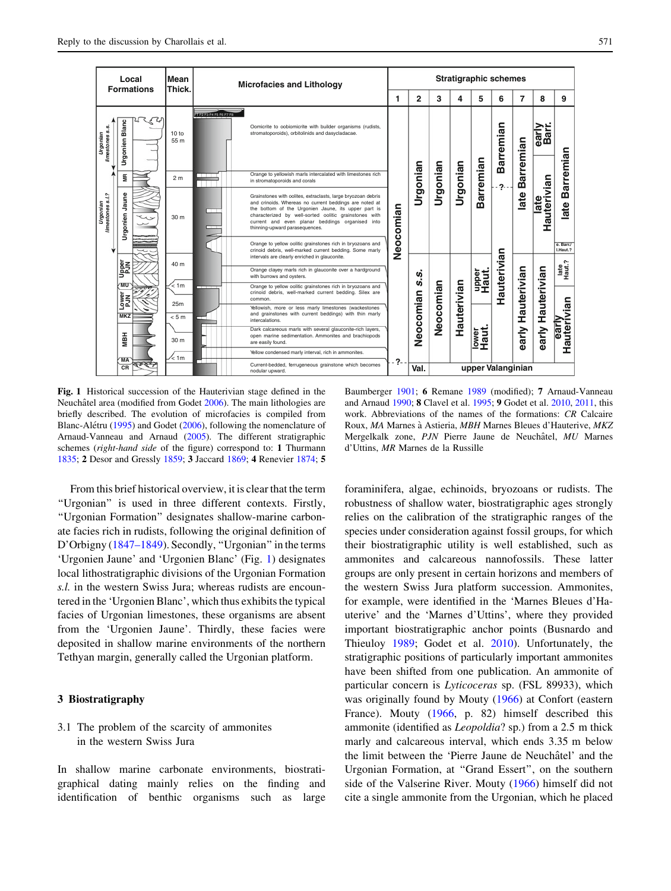| Local Formations | | Mean Thick. | Microfacies and Lithology | Stratigraphic schemes | | | | | | | | |
|---|---|---|---|---|---|---|---|---|---|---|---|---|
| | | | | 1 | 2 | 3 | 4 | 5 | 6 | 7 | 8 | 9 |
| Urgonian limestones s.s. | Urgonien Blanc | 10 to 55 m | Oomicrite to oobiomicrite with builder organisms (rudists, stromatoporoids), orbitolinids and dasycladacae. | Neocomian | Urgonian | Urgonian | Urgonian | Barremian | Barremian | late Barremian | early Barr. | late Barremian |
| | MR | 2 m | Orange to yellowish marls intercalated with limestones rich in stromatoporoids and corals | | | | | | ? | | late Hauterivian | |
| Urgonian limestones s.l.? | Urgonien Jaune | 30 m | Grainstones with oolites, extraclasts, large bryozoan debris and crinoids. Whereas no current beddings are noted at the bottom of the Urgonien Jaune, its upper part is characterized by well-sorted oolitic grainstones with current and even planar beddings organised into thinning-upward parasequences. | | | | | | Hauterivian | | | |
| | | | Orange to yellow oolitic grainstones rich in bryozoans and crinoid debris, well-marked current bedding. Some marly intervals are clearly enriched in glauconite. | | | | | | | | | e. Barr./ l.Haut.? |
| | Upper PJN | 40 m | Orange clayey marls rich in glauconite over a hardground with burrows and oysters. | | Neocomian s.s. | Neocomian | Hauterivian | upper Haut. | | early Hauterivian | early Hauterivian | late Haut.? |
| | MU | < 1m | Orange to yellow oolitic grainstones rich in bryozoans and crinoid debris, well-marked current bedding. Silex are common. | | | | | | | | | |
| | Lower PJN | 25m | Yellowish, more or less marly limestones (wackestones and grainstones with current beddings) with thin marly intercalations. | | | | | | | | | early Hauterivian |
| | MKZ | < 5 m | | | | | | lower Haut. | | | | |
| | MBH | 30 m | Dark calcareous marls with several glauconite-rich layers, open marine sedimentation. Ammonites and brachiopods are easily found. | | | | | | | | | |
| | MA | < 1 m | Yellow condensed marly interval, rich in ammonites. | | | | | | | | | |
| | CR | | Current-bedded, ferrugenous grainstone which becomes nodular upward. | ? | Val. | upper Valanginian | | | | | | |

**Fig. 1** Historical succession of the Hauterivian stage defined in the Neuchâtel area (modified from Godet 2006). The main lithologies are briefly described. The evolution of microfacies is compiled from Blanc-Alétru (1995) and Godet (2006), following the nomenclature of Arnaud-Vanneau and Arnaud (2005). The different stratigraphic schemes (*right-hand side* of the figure) correspond to: **1** Thurmann 1835; **2** Desor and Gressly 1859; **3** Jaccard 1869; **4** Renevier 1874; **5** Baumberger 1901; **6** Remane 1989 (modified); **7** Arnaud-Vanneau and Arnaud 1990; **8** Clavel et al. 1995; **9** Godet et al. 2010, 2011, this work. Abbreviations of the names of the formations: *CR* Calcaire Roux, *MA* Marnes à Astieria, *MBH* Marnes Bleues d'Hauterive, *MKZ* Mergelkalk zone, *PJN* Pierre Jaune de Neuchâtel, *MU* Marnes d'Uttins, *MR* Marnes de la Russille

From this brief historical overview, it is clear that the term "Urgonian" is used in three different contexts. Firstly, "Urgonian Formation" designates shallow-marine carbonate facies rich in rudists, following the original definition of D'Orbigny (1847–1849). Secondly, "Urgonian" in the terms 'Urgonien Jaune' and 'Urgonien Blanc' (Fig. 1) designates local lithostratigraphic divisions of the Urgonian Formation *s.l.* in the western Swiss Jura; whereas rudists are encountered in the 'Urgonien Blanc', which thus exhibits the typical facies of Urgonian limestones, these organisms are absent from the 'Urgonien Jaune'. Thirdly, these facies were deposited in shallow marine environments of the northern Tethyan margin, generally called the Urgonian platform.

## 3 Biostratigraphy

### 3.1 The problem of the scarcity of ammonites in the western Swiss Jura

In shallow marine carbonate environments, biostratigraphical dating mainly relies on the finding and identification of benthic organisms such as large foraminifera, algae, echinoids, bryozoans or rudists. The robustness of shallow water, biostratigraphic ages strongly relies on the calibration of the stratigraphic ranges of the species under consideration against fossil groups, for which their biostratigraphic utility is well established, such as ammonites and calcareous nannofossils. These latter groups are only present in certain horizons and members of the western Swiss Jura platform succession. Ammonites, for example, were identified in the 'Marnes Bleues d'Hauterive' and the 'Marnes d'Uttins', where they provided important biostratigraphic anchor points (Busnardo and Thieuloy 1989; Godet et al. 2010). Unfortunately, the stratigraphic positions of particularly important ammonites have been shifted from one publication. An ammonite of particular concern is *Lyticoceras* sp. (FSL 89933), which was originally found by Mouty (1966) at Confort (eastern France). Mouty (1966, p. 82) himself described this ammonite (identified as *Leopoldia*? sp.) from a 2.5 m thick marly and calcareous interval, which ends 3.35 m below the limit between the 'Pierre Jaune de Neuchâtel' and the Urgonian Formation, at "Grand Essert", on the southern side of the Valserine River. Mouty (1966) himself did not cite a single ammonite from the Urgonian, which he placed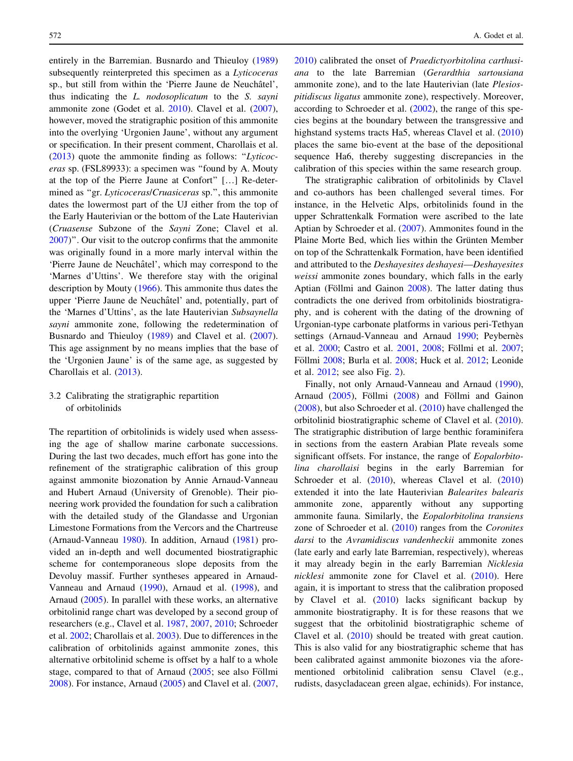entirely in the Barremian. Busnardo and Thieuloy (1989) subsequently reinterpreted this specimen as a *Lyticoceras* sp., but still from within the 'Pierre Jaune de Neuchâtel', thus indicating the *L. nodosoplicatum* to the *S. sayni* ammonite zone (Godet et al. 2010). Clavel et al. (2007), however, moved the stratigraphic position of this ammonite into the overlying 'Urgonien Jaune', without any argument or specification. In their present comment, Charollais et al. (2013) quote the ammonite finding as follows: "*Lyticoceras* sp. (FSL89933): a specimen was "found by A. Mouty at the top of the Pierre Jaune at Confort" […] Re-determined as "gr. *Lyticoceras*/*Cruasiceras* sp.", this ammonite dates the lowermost part of the UJ either from the top of the Early Hauterivian or the bottom of the Late Hauterivian (*Cruasense* Subzone of the *Sayni* Zone; Clavel et al. 2007)". Our visit to the outcrop confirms that the ammonite was originally found in a more marly interval within the 'Pierre Jaune de Neuchâtel', which may correspond to the 'Marnes d'Uttins'. We therefore stay with the original description by Mouty (1966). This ammonite thus dates the upper 'Pierre Jaune de Neuchâtel' and, potentially, part of the 'Marnes d'Uttins', as the late Hauterivian *Subsaynella sayni* ammonite zone, following the redetermination of Busnardo and Thieuloy (1989) and Clavel et al. (2007). This age assignment by no means implies that the base of the 'Urgonien Jaune' is of the same age, as suggested by Charollais et al. (2013).

### 3.2 Calibrating the stratigraphic repartition of orbitolinids

The repartition of orbitolinids is widely used when assessing the age of shallow marine carbonate successions. During the last two decades, much effort has gone into the refinement of the stratigraphic calibration of this group against ammonite biozonation by Annie Arnaud-Vanneau and Hubert Arnaud (University of Grenoble). Their pioneering work provided the foundation for such a calibration with the detailed study of the Glandasse and Urgonian Limestone Formations from the Vercors and the Chartreuse (Arnaud-Vanneau 1980). In addition, Arnaud (1981) provided an in-depth and well documented biostratigraphic scheme for contemporaneous slope deposits from the Devoluy massif. Further syntheses appeared in Arnaud-Vanneau and Arnaud (1990), Arnaud et al. (1998), and Arnaud (2005). In parallel with these works, an alternative orbitolinid range chart was developed by a second group of researchers (e.g., Clavel et al. 1987, 2007, 2010; Schroeder et al. 2002; Charollais et al. 2003). Due to differences in the calibration of orbitolinids against ammonite zones, this alternative orbitolinid scheme is offset by a half to a whole stage, compared to that of Arnaud (2005; see also Föllmi 2008). For instance, Arnaud (2005) and Clavel et al. (2007, 2010) calibrated the onset of *Praedictyorbitolina carthusiana* to the late Barremian (*Gerardthia sartousiana* ammonite zone), and to the late Hauterivian (late *Plesiospitidiscus ligatus* ammonite zone), respectively. Moreover, according to Schroeder et al. (2002), the range of this species begins at the boundary between the transgressive and highstand systems tracts Ha5, whereas Clavel et al. (2010) places the same bio-event at the base of the depositional sequence Ha6, thereby suggesting discrepancies in the calibration of this species within the same research group.

The stratigraphic calibration of orbitolinids by Clavel and co-authors has been challenged several times. For instance, in the Helvetic Alps, orbitolinids found in the upper Schrattenkalk Formation were ascribed to the late Aptian by Schroeder et al. (2007). Ammonites found in the Plaine Morte Bed, which lies within the Grünten Member on top of the Schrattenkalk Formation, have been identified and attributed to the *Deshayesites deshayesi*—*Deshayesites weissi* ammonite zones boundary, which falls in the early Aptian (Föllmi and Gainon 2008). The latter dating thus contradicts the one derived from orbitolinids biostratigraphy, and is coherent with the dating of the drowning of Urgonian-type carbonate platforms in various peri-Tethyan settings (Arnaud-Vanneau and Arnaud 1990; Peybernès et al. 2000; Castro et al. 2001, 2008; Föllmi et al. 2007; Föllmi 2008; Burla et al. 2008; Huck et al. 2012; Leonide et al. 2012; see also Fig. 2).

Finally, not only Arnaud-Vanneau and Arnaud (1990), Arnaud (2005), Föllmi (2008) and Föllmi and Gainon (2008), but also Schroeder et al. (2010) have challenged the orbitolinid biostratigraphic scheme of Clavel et al. (2010). The stratigraphic distribution of large benthic foraminifera in sections from the eastern Arabian Plate reveals some significant offsets. For instance, the range of *Eopalorbitolina charollaisi* begins in the early Barremian for Schroeder et al. (2010), whereas Clavel et al. (2010) extended it into the late Hauterivian *Balearites balearis* ammonite zone, apparently without any supporting ammonite fauna. Similarly, the *Eopalorbitolina transiens* zone of Schroeder et al. (2010) ranges from the *Coronites darsi* to the *Avramidiscus vandenheckii* ammonite zones (late early and early late Barremian, respectively), whereas it may already begin in the early Barremian *Nicklesia nicklesi* ammonite zone for Clavel et al. (2010). Here again, it is important to stress that the calibration proposed by Clavel et al. (2010) lacks significant backup by ammonite biostratigraphy. It is for these reasons that we suggest that the orbitolinid biostratigraphic scheme of Clavel et al. (2010) should be treated with great caution. This is also valid for any biostratigraphic scheme that has been calibrated against ammonite biozones via the aforementioned orbitolinid calibration sensu Clavel (e.g., rudists, dasycladacean green algae, echinids). For instance,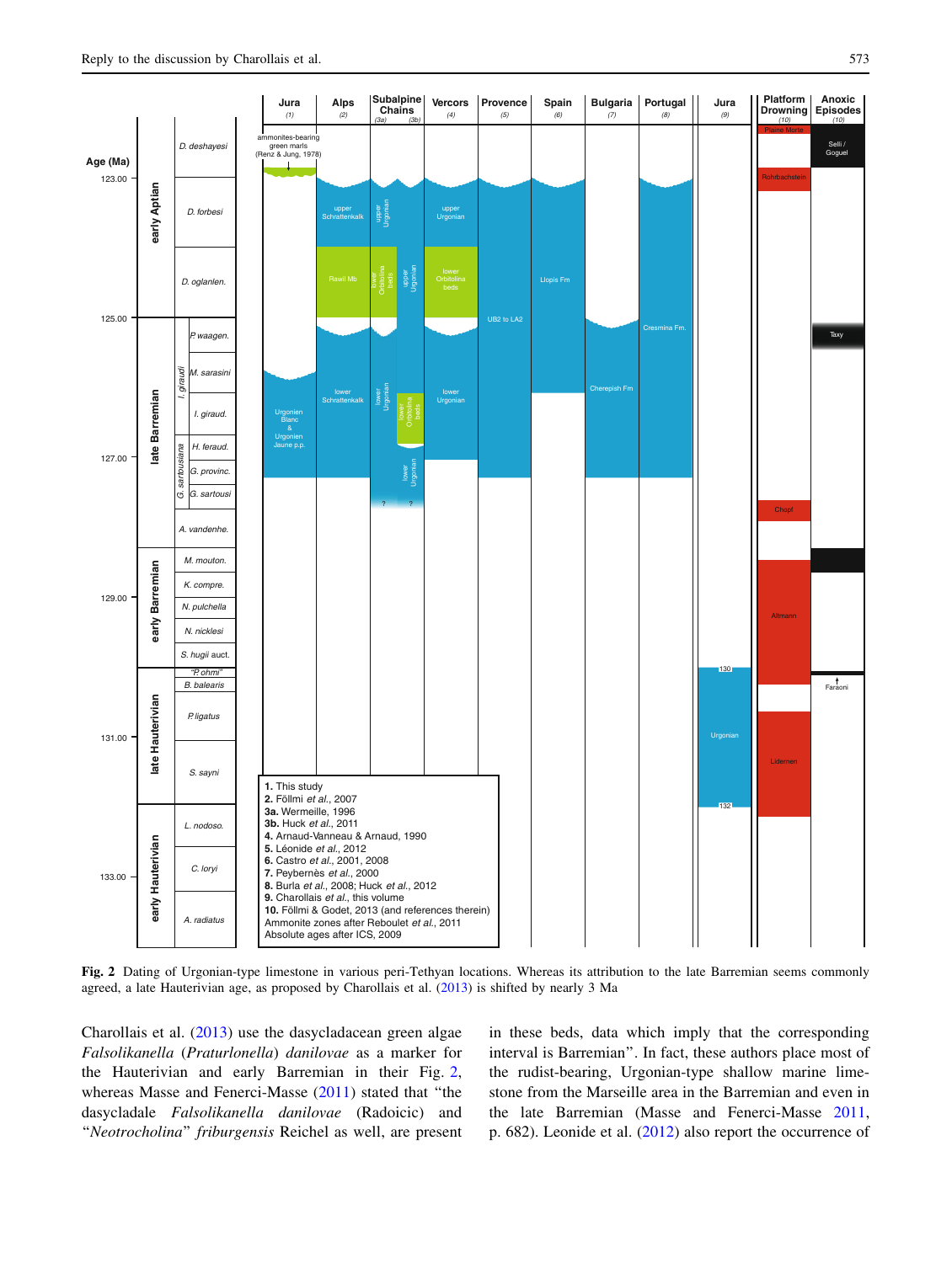**Fig. 2** Dating of Urgonian-type limestone in various peri-Tethyan locations. Whereas its attribution to the late Barremian seems commonly agreed, a late Hauterivian age, as proposed by Charollais et al. (2013) is shifted by nearly 3 Ma

Charollais et al. (2013) use the dasycladacean green algae *Falsolikanella* (*Praturlonella*) *danilovae* as a marker for the Hauterivian and early Barremian in their Fig. 2, whereas Masse and Fenerci-Masse (2011) stated that "the dasycladale *Falsolikanella danilovae* (Radoicic) and "*Neotrocholina*" *friburgensis* Reichel as well, are present in these beds, data which imply that the corresponding interval is Barremian". In fact, these authors place most of the rudist-bearing, Urgonian-type shallow marine limestone from the Marseille area in the Barremian and even in the late Barremian (Masse and Fenerci-Masse 2011, p. 682). Leonide et al. (2012) also report the occurrence of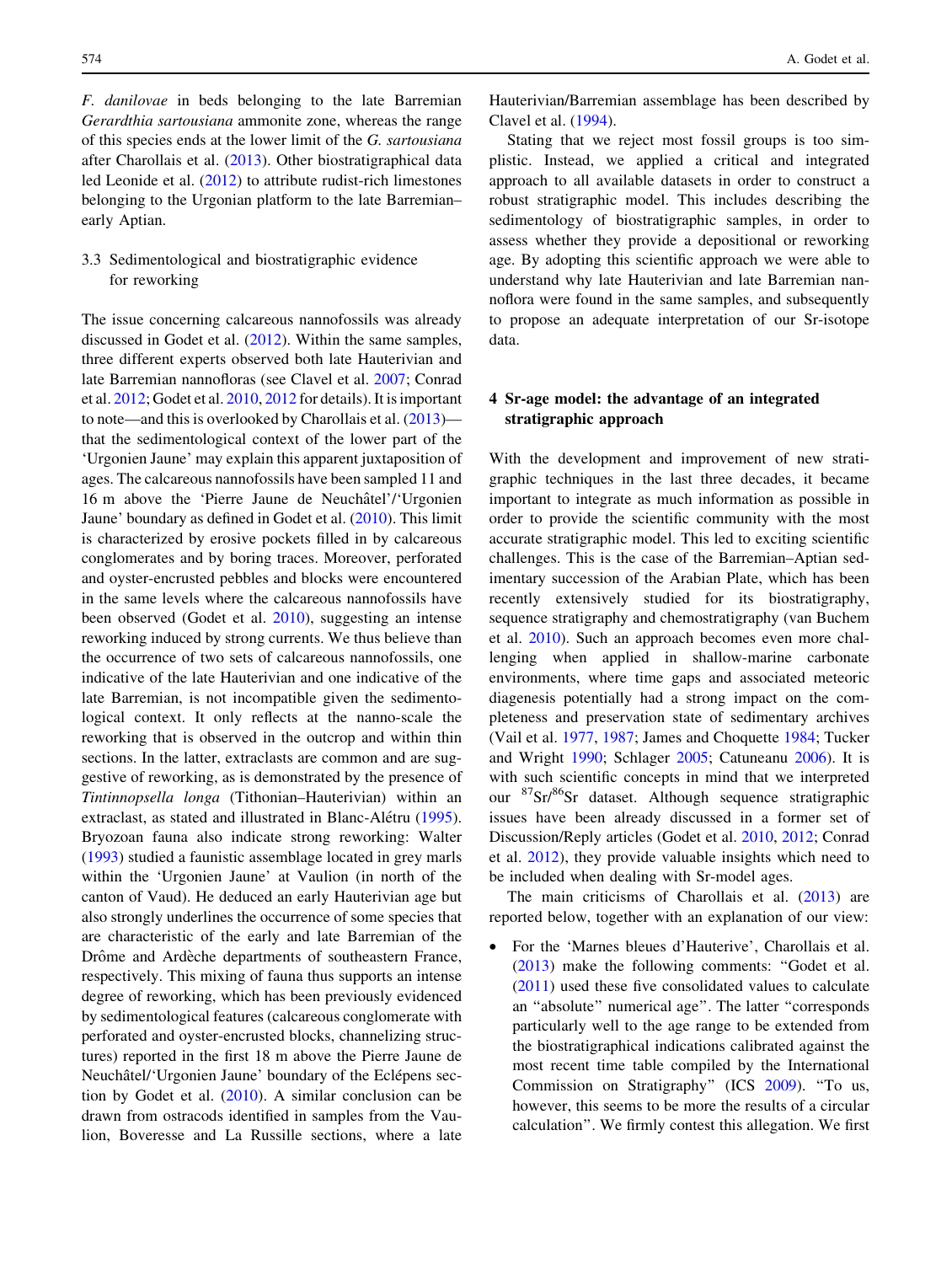*F. danilovae* in beds belonging to the late Barremian *Gerardthia sartousiana* ammonite zone, whereas the range of this species ends at the lower limit of the *G. sartousiana* after Charollais et al. (2013). Other biostratigraphical data led Leonide et al. (2012) to attribute rudist-rich limestones belonging to the Urgonian platform to the late Barremian–early Aptian.

### 3.3 Sedimentological and biostratigraphic evidence for reworking

The issue concerning calcareous nannofossils was already discussed in Godet et al. (2012). Within the same samples, three different experts observed both late Hauterivian and late Barremian nannofloras (see Clavel et al. 2007; Conrad et al. 2012; Godet et al. 2010, 2012 for details). It is important to note—and this is overlooked by Charollais et al. (2013)—that the sedimentological context of the lower part of the 'Urgonien Jaune' may explain this apparent juxtaposition of ages. The calcareous nannofossils have been sampled 11 and 16 m above the 'Pierre Jaune de Neuchâtel'/'Urgonien Jaune' boundary as defined in Godet et al. (2010). This limit is characterized by erosive pockets filled in by calcareous conglomerates and by boring traces. Moreover, perforated and oyster-encrusted pebbles and blocks were encountered in the same levels where the calcareous nannofossils have been observed (Godet et al. 2010), suggesting an intense reworking induced by strong currents. We thus believe than the occurrence of two sets of calcareous nannofossils, one indicative of the late Hauterivian and one indicative of the late Barremian, is not incompatible given the sedimentological context. It only reflects at the nano-scale the reworking that is observed in the outcrop and within thin sections. In the latter, extraclasts are common and are suggestive of reworking, as is demonstrated by the presence of *Tintinnopsella longa* (Tithonian–Hauterivian) within an extraclast, as stated and illustrated in Blanc-Alétru (1995). Bryozoan fauna also indicate strong reworking: Walter (1993) studied a faunistic assemblage located in grey marls within the 'Urgonien Jaune' at Vaulion (in north of the canton of Vaud). He deduced an early Hauterivian age but also strongly underlines the occurrence of some species that are characteristic of the early and late Barremian of the Drôme and Ardèche departments of southeastern France, respectively. This mixing of fauna thus supports an intense degree of reworking, which has been previously evidenced by sedimentological features (calcareous conglomerate with perforated and oyster-encrusted blocks, channelizing structures) reported in the first 18 m above the Pierre Jaune de Neuchâtel/'Urgonien Jaune' boundary of the Eclépens section by Godet et al. (2010). A similar conclusion can be drawn from ostracods identified in samples from the Vaulion, Boveresse and La Russille sections, where a late Hauterivian/Barremian assemblage has been described by Clavel et al. (1994).

Stating that we reject most fossil groups is too simplistic. Instead, we applied a critical and integrated approach to all available datasets in order to construct a robust stratigraphic model. This includes describing the sedimentology of biostratigraphic samples, in order to assess whether they provide a depositional or reworking age. By adopting this scientific approach we were able to understand why late Hauterivian and late Barremian nannoflora were found in the same samples, and subsequently to propose an adequate interpretation of our Sr-isotope data.

## 4 Sr-age model: the advantage of an integrated stratigraphic approach

With the development and improvement of new stratigraphic techniques in the last three decades, it became important to integrate as much information as possible in order to provide the scientific community with the most accurate stratigraphic model. This led to exciting scientific challenges. This is the case of the Barremian–Aptian sedimentary succession of the Arabian Plate, which has been recently extensively studied for its biostratigraphy, sequence stratigraphy and chemostratigraphy (van Buchem et al. 2010). Such an approach becomes even more challenging when applied in shallow-marine carbonate environments, where time gaps and associated meteoric diagenesis potentially had a strong impact on the completeness and preservation state of sedimentary archives (Vail et al. 1977, 1987; James and Choquette 1984; Tucker and Wright 1990; Schlager 2005; Catuneanu 2006). It is with such scientific concepts in mind that we interpreted our $^{87}Sr/^{86}Sr$ dataset. Although sequence stratigraphic issues have been already discussed in a former set of Discussion/Reply articles (Godet et al. 2010, 2012; Conrad et al. 2012), they provide valuable insights which need to be included when dealing with Sr-model ages.

The main criticisms of Charollais et al. (2013) are reported below, together with an explanation of our view:

- For the 'Marnes bleues d'Hauterive', Charollais et al. (2013) make the following comments: "Godet et al. (2011) used these five consolidated values to calculate an "absolute" numerical age". The latter "corresponds particularly well to the age range to be extended from the biostratigraphical indications calibrated against the most recent time table compiled by the International Commission on Stratigraphy" (ICS 2009). "To us, however, this seems to be more the results of a circular calculation". We firmly contest this allegation. We first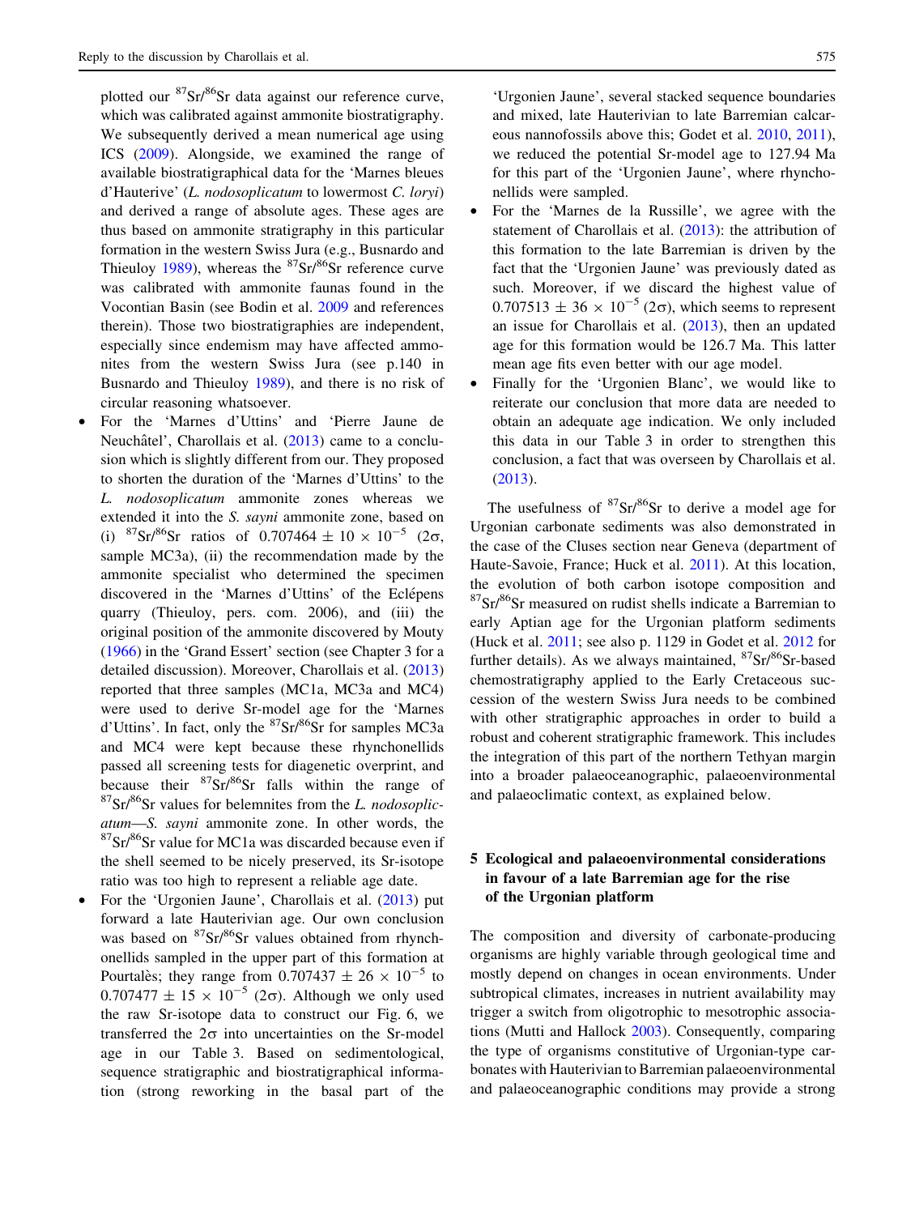plotted our $^{87}Sr/^{86}Sr$ data against our reference curve, which was calibrated against ammonite biostratigraphy. We subsequently derived a mean numerical age using ICS (2009). Alongside, we examined the range of available biostratigraphical data for the 'Marnes bleues d'Hauterive' (*L. nodosoplicatum* to lowermost *C. loryi*) and derived a range of absolute ages. These ages are thus based on ammonite stratigraphy in this particular formation in the western Swiss Jura (e.g., Busnardo and Thieuloy 1989), whereas the $^{87}Sr/^{86}Sr$ reference curve was calibrated with ammonite faunas found in the Vocontian Basin (see Bodin et al. 2009 and references therein). Those two biostratigraphies are independent, especially since endemism may have affected ammonites from the western Swiss Jura (see p.140 in Busnardo and Thieuloy 1989), and there is no risk of circular reasoning whatsoever.

- For the 'Marnes d'Uttins' and 'Pierre Jaune de Neuchâtel', Charollais et al. (2013) came to a conclusion which is slightly different from our. They proposed to shorten the duration of the 'Marnes d'Uttins' to the *L. nodosoplicatum* ammonite zones whereas we extended it into the *S. sayni* ammonite zone, based on (i) $^{87}Sr/^{86}Sr$ ratios of $0.707464 \pm 10 \times 10^{-5}$ (2σ, sample MC3a), (ii) the recommendation made by the ammonite specialist who determined the specimen discovered in the 'Marnes d'Uttins' of the Eclépens quarry (Thieuloy, pers. com. 2006), and (iii) the original position of the ammonite discovered by Mouty (1966) in the 'Grand Essert' section (see Chapter 3 for a detailed discussion). Moreover, Charollais et al. (2013) reported that three samples (MC1a, MC3a and MC4) were used to derive Sr-model age for the 'Marnes d'Uttins'. In fact, only the $^{87}Sr/^{86}Sr$ for samples MC3a and MC4 were kept because these rhynchonellids passed all screening tests for diagenetic overprint, and because their $^{87}Sr/^{86}Sr$ falls within the range of $^{87}Sr/^{86}Sr$ values for belemnites from the *L. nodosoplicatum*—*S. sayni* ammonite zone. In other words, the $^{87}Sr/^{86}Sr$ value for MC1a was discarded because even if the shell seemed to be nicely preserved, its Sr-isotope ratio was too high to represent a reliable age date.
- For the 'Urgonien Jaune', Charollais et al. (2013) put forward a late Hauterivian age. Our own conclusion was based on $^{87}Sr/^{86}Sr$ values obtained from rhynchonellids sampled in the upper part of this formation at Pourtalès; they range from $0.707437 \pm 26 \times 10^{-5}$ to $0.707477 \pm 15 \times 10^{-5}$ (2σ). Although we only used the raw Sr-isotope data to construct our Fig. 6, we transferred the 2σ into uncertainties on the Sr-model age in our Table 3. Based on sedimentological, sequence stratigraphic and biostratigraphical information (strong reworking in the basal part of the 'Urgonien Jaune', several stacked sequence boundaries and mixed, late Hauterivian to late Barremian calcareous nannofossils above this; Godet et al. 2010, 2011), we reduced the potential Sr-model age to 127.94 Ma for this part of the 'Urgonien Jaune', where rhynchonellids were sampled.
- For the 'Marnes de la Russille', we agree with the statement of Charollais et al. (2013): the attribution of this formation to the late Barremian is driven by the fact that the 'Urgonien Jaune' was previously dated as such. Moreover, if we discard the highest value of $0.707513 \pm 36 \times 10^{-5}$ (2σ), which seems to represent an issue for Charollais et al. (2013), then an updated age for this formation would be 126.7 Ma. This latter mean age fits even better with our age model.
- Finally for the 'Urgonien Blanc', we would like to reiterate our conclusion that more data are needed to obtain an adequate age indication. We only included this data in our Table 3 in order to strengthen this conclusion, a fact that was overseen by Charollais et al. (2013).

The usefulness of $^{87}Sr/^{86}Sr$ to derive a model age for Urgonian carbonate sediments was also demonstrated in the case of the Cluses section near Geneva (department of Haute-Savoie, France; Huck et al. 2011). At this location, the evolution of both carbon isotope composition and $^{87}Sr/^{86}Sr$ measured on rudist shells indicate a Barremian to early Aptian age for the Urgonian platform sediments (Huck et al. 2011; see also p. 1129 in Godet et al. 2012 for further details). As we always maintained, $^{87}Sr/^{86}Sr$-based chemostratigraphy applied to the Early Cretaceous succession of the western Swiss Jura needs to be combined with other stratigraphic approaches in order to build a robust and coherent stratigraphic framework. This includes the integration of this part of the northern Tethyan margin into a broader palaeoceanographic, palaeoenvironmental and palaeoclimatic context, as explained below.

## 5 Ecological and palaeoenvironmental considerations in favour of a late Barremian age for the rise of the Urgonian platform

The composition and diversity of carbonate-producing organisms are highly variable through geological time and mostly depend on changes in ocean environments. Under subtropical climates, increases in nutrient availability may trigger a switch from oligotrophic to mesotrophic associations (Mutti and Hallock 2003). Consequently, comparing the type of organisms constitutive of Urgonian-type carbonates with Hauterivian to Barremian palaeoenvironmental and palaeoceanographic conditions may provide a strong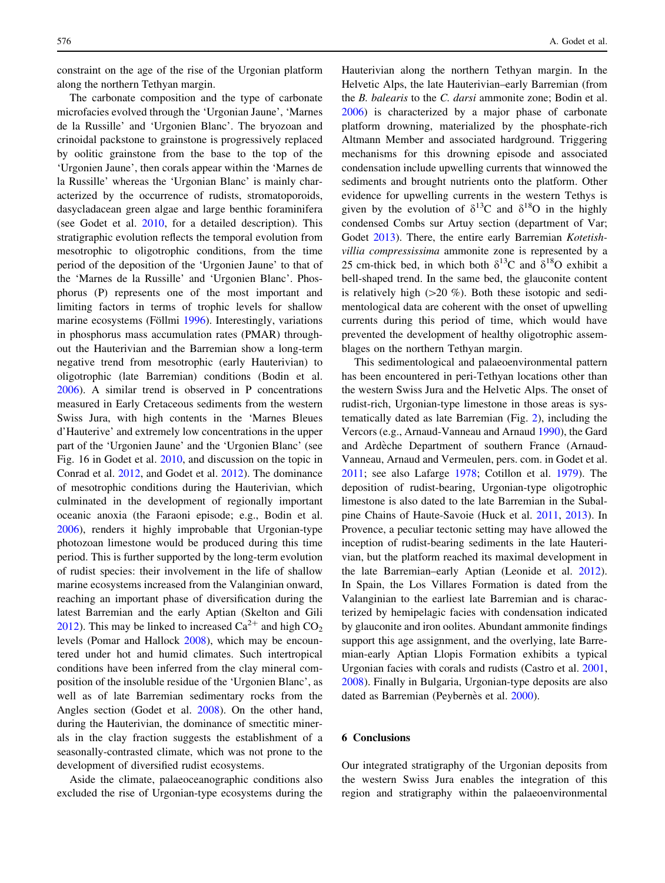constraint on the age of the rise of the Urgonian platform along the northern Tethyan margin.

The carbonate composition and the type of carbonate microfacies evolved through the 'Urgonian Jaune', 'Marnes de la Russille' and 'Urgonien Blanc'. The bryozoan and crinoidal packstone to grainstone is progressively replaced by oolitic grainstone from the base to the top of the 'Urgonien Jaune', then corals appear within the 'Marnes de la Russille' whereas the 'Urgonian Blanc' is mainly characterized by the occurrence of rudists, stromatoporoids, dasycladacean green algae and large benthic foraminifera (see Godet et al. 2010, for a detailed description). This stratigraphic evolution reflects the temporal evolution from mesotrophic to oligotrophic conditions, from the time period of the deposition of the 'Urgonien Jaune' to that of the 'Marnes de la Russille' and 'Urgonien Blanc'. Phosphorus (P) represents one of the most important and limiting factors in terms of trophic levels for shallow marine ecosystems (Föllmi 1996). Interestingly, variations in phosphorus mass accumulation rates (PMAR) throughout the Hauterivian and the Barremian show a long-term negative trend from mesotrophic (early Hauterivian) to oligotrophic (late Barremian) conditions (Bodin et al. 2006). A similar trend is observed in P concentrations measured in Early Cretaceous sediments from the western Swiss Jura, with high contents in the 'Marnes Bleues d'Hauterive' and extremely low concentrations in the upper part of the 'Urgonien Jaune' and the 'Urgonien Blanc' (see Fig. 16 in Godet et al. 2010, and discussion on the topic in Conrad et al. 2012, and Godet et al. 2012). The dominance of mesotrophic conditions during the Hauterivian, which culminated in the development of regionally important oceanic anoxia (the Faraoni episode; e.g., Bodin et al. 2006), renders it highly improbable that Urgonian-type photozoan limestone would be produced during this time period. This is further supported by the long-term evolution of rudist species: their involvement in the life of shallow marine ecosystems increased from the Valanginian onward, reaching an important phase of diversification during the latest Barremian and the early Aptian (Skelton and Gili 2012). This may be linked to increased $Ca^{2+}$ and high $CO_2$ levels (Pomar and Hallock 2008), which may be encountered under hot and humid climates. Such intertropical conditions have been inferred from the clay mineral composition of the insoluble residue of the 'Urgonien Blanc', as well as of late Barremian sedimentary rocks from the Angles section (Godet et al. 2008). On the other hand, during the Hauterivian, the dominance of smectitic minerals in the clay fraction suggests the establishment of a seasonally-contrasted climate, which was not prone to the development of diversified rudist ecosystems.

Aside the climate, palaeoceanographic conditions also excluded the rise of Urgonian-type ecosystems during the Hauterivian along the northern Tethyan margin. In the Helvetic Alps, the late Hauterivian–early Barremian (from the *B. balearis* to the *C. darsi* ammonite zone; Bodin et al. 2006) is characterized by a major phase of carbonate platform drowning, materialized by the phosphate-rich Altmann Member and associated hardground. Triggering mechanisms for this drowning episode and associated condensation include upwelling currents that winnowed the sediments and brought nutrients onto the platform. Other evidence for upwelling currents in the western Tethys is given by the evolution of $\delta^{13}C$ and $\delta^{18}O$ in the highly condensed Combs sur Artuy section (department of Var; Godet 2013). There, the entire early Barremian *Kotetishvillia compressissima* ammonite zone is represented by a 25 cm-thick bed, in which both $\delta^{13}C$ and $\delta^{18}O$ exhibit a bell-shaped trend. In the same bed, the glauconite content is relatively high (>20 %). Both these isotopic and sedimentological data are coherent with the onset of upwelling currents during this period of time, which would have prevented the development of healthy oligotrophic assemblages on the northern Tethyan margin.

This sedimentological and palaeoenvironmental pattern has been encountered in peri-Tethyan locations other than the western Swiss Jura and the Helvetic Alps. The onset of rudist-rich, Urgonian-type limestone in those areas is systematically dated as late Barremian (Fig. 2), including the Vercors (e.g., Arnaud-Vanneau and Arnaud 1990), the Gard and Ardèche Department of southern France (Arnaud-Vanneau, Arnaud and Vermeulen, pers. com. in Godet et al. 2011; see also Lafarge 1978; Cotillon et al. 1979). The deposition of rudist-bearing, Urgonian-type oligotrophic limestone is also dated to the late Barremian in the Subalpine Chains of Haute-Savoie (Huck et al. 2011, 2013). In Provence, a peculiar tectonic setting may have allowed the inception of rudist-bearing sediments in the late Hauterivian, but the platform reached its maximal development in the late Barremian–early Aptian (Leonide et al. 2012). In Spain, the Los Villares Formation is dated from the Valanginian to the earliest late Barremian and is characterized by hemipelagic facies with condensation indicated by glauconite and iron oolites. Abundant ammonite findings support this age assignment, and the overlying, late Barremian-early Aptian Llopis Formation exhibits a typical Urgonian facies with corals and rudists (Castro et al. 2001, 2008). Finally in Bulgaria, Urgonian-type deposits are also dated as Barremian (Peybernès et al. 2000).

## 6 Conclusions

Our integrated stratigraphy of the Urgonian deposits from the western Swiss Jura enables the integration of this region and stratigraphy within the palaeoenvironmental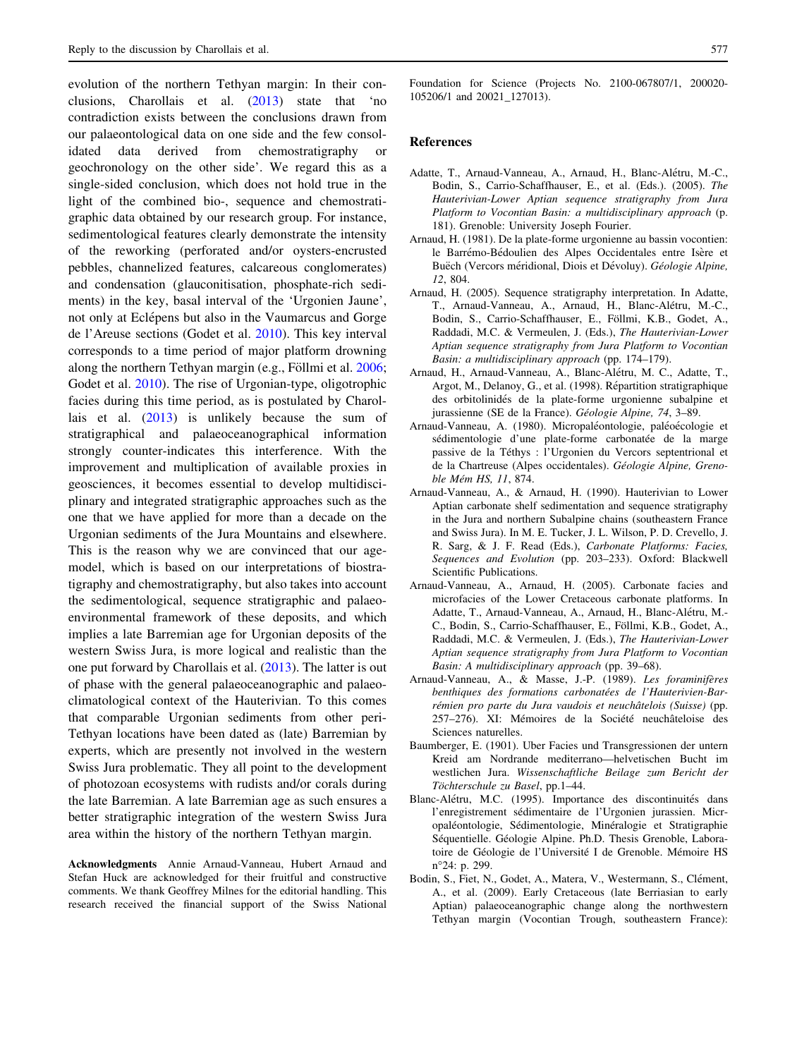evolution of the northern Tethyan margin: In their conclusions, Charollais et al. (2013) state that 'no contradiction exists between the conclusions drawn from our palaeontological data on one side and the few consolidated data derived from chemostratigraphy or geochronology on the other side'. We regard this as a single-sided conclusion, which does not hold true in the light of the combined bio-, sequence and chemostratigraphic data obtained by our research group. For instance, sedimentological features clearly demonstrate the intensity of the reworking (perforated and/or oysters-encrusted pebbles, channelized features, calcareous conglomerates) and condensation (glauconitisation, phosphate-rich sediments) in the key, basal interval of the 'Urgonien Jaune', not only at Eclépens but also in the Vaumarcus and Gorge de l'Areuse sections (Godet et al. 2010). This key interval corresponds to a time period of major platform drowning along the northern Tethyan margin (e.g., Föllmi et al. 2006; Godet et al. 2010). The rise of Urgonian-type, oligotrophic facies during this time period, as is postulated by Charollais et al. (2013) is unlikely because the sum of stratigraphical and palaeoceanographical information strongly counter-indicates this interference. With the improvement and multiplication of available proxies in geosciences, it becomes essential to develop multidisciplinary and integrated stratigraphic approaches such as the one that we have applied for more than a decade on the Urgonian sediments of the Jura Mountains and elsewhere. This is the reason why we are convinced that our age-model, which is based on our interpretations of biostratigraphy and chemostratigraphy, but also takes into account the sedimentological, sequence stratigraphic and palaeoenvironmental framework of these deposits, and which implies a late Barremian age for Urgonian deposits of the western Swiss Jura, is more logical and realistic than the one put forward by Charollais et al. (2013). The latter is out of phase with the general palaeoceanographic and palaeoclimatological context of the Hauterivian. To this comes that comparable Urgonian sediments from other peri-Tethyan locations have been dated as (late) Barremian by experts, which are presently not involved in the western Swiss Jura problematic. They all point to the development of photozoan ecosystems with rudists and/or corals during the late Barremian. A late Barremian age as such ensures a better stratigraphic integration of the western Swiss Jura area within the history of the northern Tethyan margin.

**Acknowledgments** Annie Arnaud-Vanneau, Hubert Arnaud and Stefan Huck are acknowledged for their fruitful and constructive comments. We thank Geoffrey Milnes for the editorial handling. This research received the financial support of the Swiss National Foundation for Science (Projects No. 2100-067807/1, 200020-105206/1 and 20021_127013).

## References

Adatte, T., Arnaud-Vanneau, A., Arnaud, H., Blanc-Alétru, M.-C., Bodin, S., Carrio-Schaffhauser, E., et al. (Eds.). (2005). *The Hauterivian-Lower Aptian sequence stratigraphy from Jura Platform to Vocontian Basin: a multidisciplinary approach* (p. 181). Grenoble: University Joseph Fourier.

Arnaud, H. (1981). De la plate-forme urgonienne au bassin vocontien: le Barrémo-Bédoulien des Alpes Occidentales entre Isère et Buëch (Vercors méridional, Diois et Dévoluy). *Géologie Alpine, 12*, 804.

Arnaud, H. (2005). Sequence stratigraphy interpretation. In Adatte, T., Arnaud-Vanneau, A., Arnaud, H., Blanc-Alétru, M.-C., Bodin, S., Carrio-Schaffhauser, E., Föllmi, K.B., Godet, A., Raddadi, M.C. & Vermeulen, J. (Eds.), *The Hauterivian-Lower Aptian sequence stratigraphy from Jura Platform to Vocontian Basin: a multidisciplinary approach* (pp. 174–179).

Arnaud, H., Arnaud-Vanneau, A., Blanc-Alétru, M. C., Adatte, T., Argot, M., Delanoy, G., et al. (1998). Répartition stratigraphique des orbitolinidés de la plate-forme urgonienne subalpine et jurassienne (SE de la France). *Géologie Alpine, 74*, 3–89.

Arnaud-Vanneau, A. (1980). Micropaléontologie, paléoécologie et sédimentologie d'une plate-forme carbonatée de la marge passive de la Téthys : l'Urgonien du Vercors septentrional et de la Chartreuse (Alpes occidentales). *Géologie Alpine, Grenoble Mém HS, 11*, 874.

Arnaud-Vanneau, A., & Arnaud, H. (1990). Hauterivian to Lower Aptian carbonate shelf sedimentation and sequence stratigraphy in the Jura and northern Subalpine chains (southeastern France and Swiss Jura). In M. E. Tucker, J. L. Wilson, P. D. Crevello, J. R. Sarg, & J. F. Read (Eds.), *Carbonate Platforms: Facies, Sequences and Evolution* (pp. 203–233). Oxford: Blackwell Scientific Publications.

Arnaud-Vanneau, A., Arnaud, H. (2005). Carbonate facies and microfacies of the Lower Cretaceous carbonate platforms. In Adatte, T., Arnaud-Vanneau, A., Arnaud, H., Blanc-Alétru, M.-C., Bodin, S., Carrio-Schaffhauser, E., Föllmi, K.B., Godet, A., Raddadi, M.C. & Vermeulen, J. (Eds.), *The Hauterivian-Lower Aptian sequence stratigraphy from Jura Platform to Vocontian Basin: A multidisciplinary approach* (pp. 39–68).

Arnaud-Vanneau, A., & Masse, J.-P. (1989). *Les foraminifères benthiques des formations carbonatées de l'Hauterivien-Barrémien pro parte du Jura vaudois et neuchâtelois (Suisse)* (pp. 257–276). XI: Mémoires de la Société neuchâteloise des Sciences naturelles.

Baumberger, E. (1901). Uber Facies und Transgressionen der untern Kreid am Nordrande mediterrano—helvetischen Bucht im westlichen Jura. *Wissenschaftliche Beilage zum Bericht der Töchterschule zu Basel*, pp.1–44.

Blanc-Alétru, M.C. (1995). Importance des discontinuités dans l'enregistrement sédimentaire de l'Urgonien jurassien. Micropaléontologie, Sédimentologie, Minéralogie et Stratigraphie Séquentielle. Géologie Alpine. Ph.D. Thesis Grenoble, Laboratoire de Géologie de l'Université I de Grenoble. Mémoire HS n°24: p. 299.

Bodin, S., Fiet, N., Godet, A., Matera, V., Westermann, S., Clément, A., et al. (2009). Early Cretaceous (late Berriasian to early Aptian) palaeoceanographic change along the northwestern Tethyan margin (Vocontian Trough, southeastern France):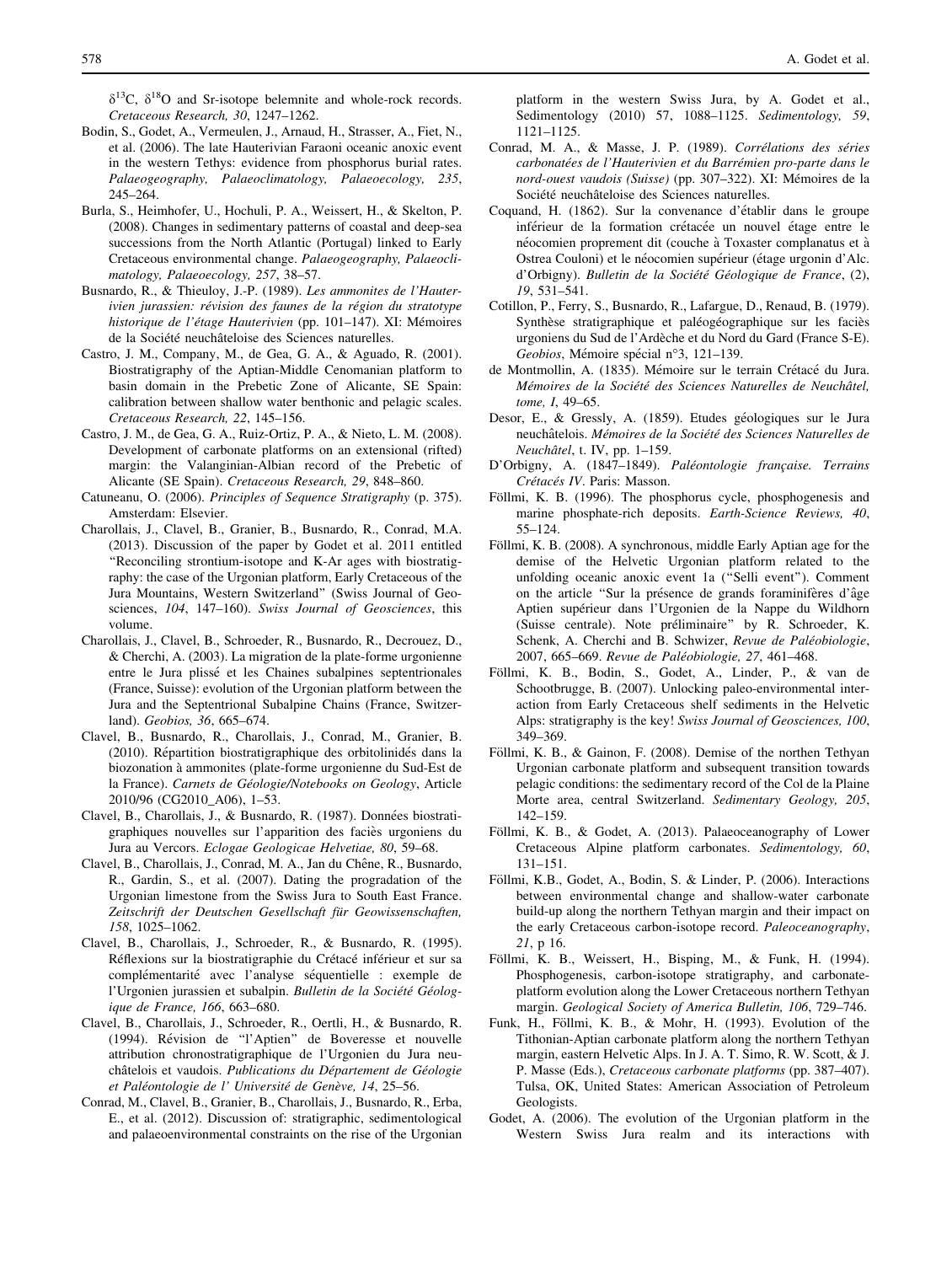$\delta^{13}C$, $\delta^{18}O$ and Sr-isotope belemnite and whole-rock records. *Cretaceous Research, 30*, 1247–1262.

Bodin, S., Godet, A., Vermeulen, J., Arnaud, H., Strasser, A., Fiet, N., et al. (2006). The late Hauterivian Faraoni oceanic anoxic event in the western Tethys: evidence from phosphorus burial rates. *Palaeogeography, Palaeoclimatology, Palaeoecology, 235*, 245–264.

Burla, S., Heimhofer, U., Hochuli, P. A., Weissert, H., & Skelton, P. (2008). Changes in sedimentary patterns of coastal and deep-sea successions from the North Atlantic (Portugal) linked to Early Cretaceous environmental change. *Palaeogeography, Palaeoclimatology, Palaeoecology, 257*, 38–57.

Busnardo, R., & Thieuloy, J.-P. (1989). *Les ammonites de l'Hauterivien jurassien: révision des faunes de la région du stratotype historique de l'étage Hauterivien* (pp. 101–147). XI: Mémoires de la Société neuchâteloise des Sciences naturelles.

Castro, J. M., Company, M., de Gea, G. A., & Aguado, R. (2001). Biostratigraphy of the Aptian-Middle Cenomanian platform to basin domain in the Prebetic Zone of Alicante, SE Spain: calibration between shallow water benthonic and pelagic scales. *Cretaceous Research, 22*, 145–156.

Castro, J. M., de Gea, G. A., Ruiz-Ortiz, P. A., & Nieto, L. M. (2008). Development of carbonate platforms on an extensional (rifted) margin: the Valanginian-Albian record of the Prebetic of Alicante (SE Spain). *Cretaceous Research, 29*, 848–860.

Catuneanu, O. (2006). *Principles of Sequence Stratigraphy* (p. 375). Amsterdam: Elsevier.

Charollais, J., Clavel, B., Granier, B., Busnardo, R., Conrad, M.A. (2013). Discussion of the paper by Godet et al. 2011 entitled "Reconciling strontium-isotope and K-Ar ages with biostratigraphy: the case of the Urgonian platform, Early Cretaceous of the Jura Mountains, Western Switzerland" (Swiss Journal of Geosciences, *104*, 147–160). *Swiss Journal of Geosciences*, this volume.

Charollais, J., Clavel, B., Schroeder, R., Busnardo, R., Decrouez, D., & Cherchi, A. (2003). La migration de la plate-forme urgonienne entre le Jura plissé et les Chaines subalpines septentrionales (France, Suisse): evolution of the Urgonian platform between the Jura and the Septentrional Subalpine Chains (France, Switzerland). *Geobios, 36*, 665–674.

Clavel, B., Busnardo, R., Charollais, J., Conrad, M., Granier, B. (2010). Répartition biostratigraphique des orbitolinidés dans la biozonation à ammonites (plate-forme urgonienne du Sud-Est de la France). *Carnets de Géologie/Notebooks on Geology*, Article 2010/96 (CG2010_A06), 1–53.

Clavel, B., Charollais, J., & Busnardo, R. (1987). Données biostratigraphiques nouvelles sur l'apparition des faciès urgoniens du Jura au Vercors. *Eclogae Geologicae Helvetiae, 80*, 59–68.

Clavel, B., Charollais, J., Conrad, M. A., Jan du Chêne, R., Busnardo, R., Gardin, S., et al. (2007). Dating the progradation of the Urgonian limestone from the Swiss Jura to South East France. *Zeitschrift der Deutschen Gesellschaft für Geowissenschaften, 158*, 1025–1062.

Clavel, B., Charollais, J., Schroeder, R., & Busnardo, R. (1995). Réflexions sur la biostratigraphie du Crétacé inférieur et sur sa complémentarité avec l'analyse séquentielle : exemple de l'Urgonien jurassien et subalpin. *Bulletin de la Société Géologique de France, 166*, 663–680.

Clavel, B., Charollais, J., Schroeder, R., Oertli, H., & Busnardo, R. (1994). Révision de "l'Aptien" de Boveresse et nouvelle attribution chronostratigraphique de l'Urgonien du Jura neuchâtelois et vaudois. *Publications du Département de Géologie et Paléontologie de l' Université de Genève, 14*, 25–56.

Conrad, M., Clavel, B., Granier, B., Charollais, J., Busnardo, R., Erba, E., et al. (2012). Discussion of: stratigraphic, sedimentological and palaeoenvironmental constraints on the rise of the Urgonian platform in the western Swiss Jura, by A. Godet et al., Sedimentology (2010) 57, 1088–1125. *Sedimentology, 59*, 1121–1125.

Conrad, M. A., & Masse, J. P. (1989). *Corrélations des séries carbonatées de l'Hauterivien et du Barrémien pro-parte dans le nord-ouest vaudois (Suisse)* (pp. 307–322). XI: Mémoires de la Société neuchâteloise des Sciences naturelles.

Coquand, H. (1862). Sur la convenance d'établir dans le groupe inférieur de la formation crétacée un nouvel étage entre le néocomien proprement dit (couche à Toxaster complanatus et à Ostrea Couloni) et le néocomien supérieur (étage urgonin d'Alc. d'Orbigny). *Bulletin de la Société Géologique de France*, (2), *19*, 531–541.

Cotillon, P., Ferry, S., Busnardo, R., Lafargue, D., Renaud, B. (1979). Synthèse stratigraphique et paléogéographique sur les faciès urgoniens du Sud de l'Ardèche et du Nord du Gard (France S-E). *Geobios*, Mémoire spécial n°3, 121–139.

de Montmollin, A. (1835). Mémoire sur le terrain Crétacé du Jura. *Mémoires de la Société des Sciences Naturelles de Neuchâtel, tome, I*, 49–65.

Desor, E., & Gressly, A. (1859). Etudes géologiques sur le Jura neuchâtelois. *Mémoires de la Société des Sciences Naturelles de Neuchâtel*, t. IV, pp. 1–159.

D'Orbigny, A. (1847–1849). *Paléontologie française. Terrains Crétacés IV*. Paris: Masson.

Föllmi, K. B. (1996). The phosphorus cycle, phosphogenesis and marine phosphate-rich deposits. *Earth-Science Reviews, 40*, 55–124.

Föllmi, K. B. (2008). A synchronous, middle Early Aptian age for the demise of the Helvetic Urgonian platform related to the unfolding oceanic anoxic event 1a ("Selli event"). Comment on the article "Sur la présence de grands foraminifères d'âge Aptien supérieur dans l'Urgonien de la Nappe du Wildhorn (Suisse centrale). Note préliminaire" by R. Schroeder, K. Schenk, A. Cherchi and B. Schwizer, *Revue de Paléobiologie*, 2007, 665–669. *Revue de Paléobiologie, 27*, 461–468.

Föllmi, K. B., Bodin, S., Godet, A., Linder, P., & van de Schootbrugge, B. (2007). Unlocking paleo-environmental interaction from Early Cretaceous shelf sediments in the Helvetic Alps: stratigraphy is the key! *Swiss Journal of Geosciences, 100*, 349–369.

Föllmi, K. B., & Gainon, F. (2008). Demise of the northen Tethyan Urgonian carbonate platform and subsequent transition towards pelagic conditions: the sedimentary record of the Col de la Plaine Morte area, central Switzerland. *Sedimentary Geology, 205*, 142–159.

Föllmi, K. B., & Godet, A. (2013). Palaeoceanography of Lower Cretaceous Alpine platform carbonates. *Sedimentology, 60*, 131–151.

Föllmi, K.B., Godet, A., Bodin, S. & Linder, P. (2006). Interactions between environmental change and shallow-water carbonate build-up along the northern Tethyan margin and their impact on the early Cretaceous carbon-isotope record. *Paleoceanography*, *21*, p 16.

Föllmi, K. B., Weissert, H., Bisping, M., & Funk, H. (1994). Phosphogenesis, carbon-isotope stratigraphy, and carbonate-platform evolution along the Lower Cretaceous northern Tethyan margin. *Geological Society of America Bulletin, 106*, 729–746.

Funk, H., Föllmi, K. B., & Mohr, H. (1993). Evolution of the Tithonian-Aptian carbonate platform along the northern Tethyan margin, eastern Helvetic Alps. In J. A. T. Simo, R. W. Scott, & J. P. Masse (Eds.), *Cretaceous carbonate platforms* (pp. 387–407). Tulsa, OK, United States: American Association of Petroleum Geologists.

Godet, A. (2006). The evolution of the Urgonian platform in the Western Swiss Jura realm and its interactions with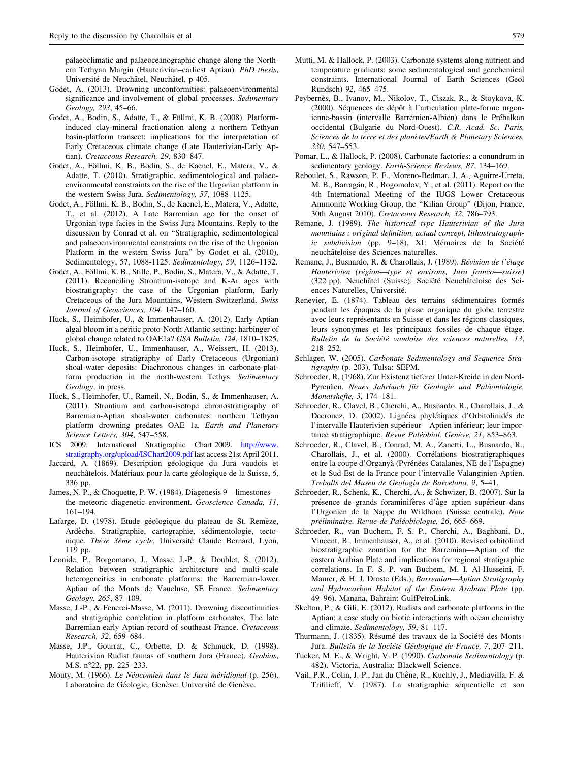palaeoclimatic and palaeoceanographic change along the Northern Tethyan Margin (Hauterivian–earliest Aptian). *PhD thesis*, Université de Neuchâtel, Neuchâtel, p 405.

Godet, A. (2013). Drowning unconformities: palaeoenvironmental significance and involvement of global processes. *Sedimentary Geology, 293*, 45–66.

Godet, A., Bodin, S., Adatte, T., & Föllmi, K. B. (2008). Platform-induced clay-mineral fractionation along a northern Tethyan basin-platform transect: implications for the interpretation of Early Cretaceous climate change (Late Hauterivian-Early Aptian). *Cretaceous Research, 29*, 830–847.

Godet, A., Föllmi, K. B., Bodin, S., de Kaenel, E., Matera, V., & Adatte, T. (2010). Stratigraphic, sedimentological and palaeoenvironmental constraints on the rise of the Urgonian platform in the western Swiss Jura. *Sedimentology, 57*, 1088–1125.

Godet, A., Föllmi, K. B., Bodin, S., de Kaenel, E., Matera, V., Adatte, T., et al. (2012). A Late Barremian age for the onset of Urgonian-type facies in the Swiss Jura Mountains. Reply to the discussion by Conrad et al. on "Stratigraphic, sedimentological and palaeoenvironmental constraints on the rise of the Urgonian Platform in the western Swiss Jura" by Godet et al. (2010), Sedimentology, 57, 1088-1125. *Sedimentology, 59*, 1126–1132.

Godet, A., Föllmi, K. B., Stille, P., Bodin, S., Matera, V., & Adatte, T. (2011). Reconciling Strontium-isotope and K-Ar ages with biostratigraphy: the case of the Urgonian platform, Early Cretaceous of the Jura Mountains, Western Switzerland. *Swiss Journal of Geosciences, 104*, 147–160.

Huck, S., Heimhofer, U., & Immenhauser, A. (2012). Early Aptian algal bloom in a neritic proto-North Atlantic setting: harbinger of global change related to OAE1a? *GSA Bulletin, 124*, 1810–1825.

Huck, S., Heimhofer, U., Immenhauser, A., Weissert, H. (2013). Carbon-isotope stratigraphy of Early Cretaceous (Urgonian) shoal-water deposits: Diachronous changes in carbonate-platform production in the north-western Tethys. *Sedimentary Geology*, in press.

Huck, S., Heimhofer, U., Rameil, N., Bodin, S., & Immenhauser, A. (2011). Strontium and carbon-isotope chronostratigraphy of Barremian-Aptian shoal-water carbonates: northern Tethyan platform drowning predates OAE 1a. *Earth and Planetary Science Letters, 304*, 547–558.

ICS 2009: International Stratigraphic Chart 2009. http://www.stratigraphy.org/upload/ISChart2009.pdf last access 21st April 2011.

Jaccard, A. (1869). Description géologique du Jura vaudois et neuchâtelois. Matériaux pour la carte géologique de la Suisse, *6*, 336 pp.

James, N. P., & Choquette, P. W. (1984). Diagenesis 9—limestones—the meteoric diagenetic environment. *Geoscience Canada, 11*, 161–194.

Lafarge, D. (1978). Etude géologique du plateau de St. Remèze, Ardèche. Stratigraphie, cartographie, sédimentologie, tectonique. *Thèse 3ème cycle*, Université Claude Bernard, Lyon, 119 pp.

Leonide, P., Borgomano, J., Masse, J.-P., & Doublet, S. (2012). Relation between stratigraphic architecture and multi-scale heterogeneities in carbonate platforms: the Barremian-lower Aptian of the Monts de Vaucluse, SE France. *Sedimentary Geology, 265*, 87–109.

Masse, J.-P., & Fenerci-Masse, M. (2011). Drowning discontinuities and stratigraphic correlation in platform carbonates. The late Barremian-early Aptian record of southeast France. *Cretaceous Research, 32*, 659–684.

Masse, J.P., Gourrat, C., Orbette, D. & Schmuck, D. (1998). Hauterivian Rudist faunas of southern Jura (France). *Geobios*, M.S. n°22, pp. 225–233.

Mouty, M. (1966). *Le Néocomien dans le Jura méridional* (p. 256). Laboratoire de Géologie, Genève: Université de Genève.

Mutti, M. & Hallock, P. (2003). Carbonate systems along nutrient and temperature gradients: some sedimentological and geochemical constraints. International Journal of Earth Sciences (Geol Rundsch) *92*, 465–475.

Peybernès, B., Ivanov, M., Nikolov, T., Ciszak, R., & Stoykova, K. (2000). Séquences de dépôt à l'articulation plate-forme urgonienne-bassin (intervalle Barrémien-Albien) dans le Prébalkan occidental (Bulgarie du Nord-Ouest). *C.R. Acad. Sc. Paris, Sciences de la terre et des planètes/Earth & Planetary Sciences, 330*, 547–553.

Pomar, L., & Hallock, P. (2008). Carbonate factories: a conundrum in sedimentary geology. *Earth-Science Reviews, 87*, 134–169.

Reboulet, S., Rawson, P. F., Moreno-Bedmar, J. A., Aguirre-Urreta, M. B., Barragán, R., Bogomolov, Y., et al. (2011). Report on the 4th International Meeting of the IUGS Lower Cretaceous Ammonite Working Group, the "Kilian Group" (Dijon, France, 30th August 2010). *Cretaceous Research, 32*, 786–793.

Remane, J. (1989). *The historical type Hauterivian of the Jura mountains : original definition, actual concept, lithostratographic subdivision* (pp. 9–18). XI: Mémoires de la Société neuchâteloise des Sciences naturelles.

Remane, J., Busnardo, R. & Charollais, J. (1989). *Révision de l'étage Hauterivien (région—type et environs, Jura franco—suisse)* (322 pp). Neuchâtel (Suisse): Société Neuchâteloise des Sciences Naturelles, Université.

Renevier, E. (1874). Tableau des terrains sédimentaires formés pendant les époques de la phase organique du globe terrestre avec leurs représentants en Suisse et dans les régions classiques, leurs synonymes et les principaux fossiles de chaque étage. *Bulletin de la Société vaudoise des sciences naturelles, 13*, 218–252.

Schlager, W. (2005). *Carbonate Sedimentology and Sequence Stratigraphy* (p. 203). Tulsa: SEPM.

Schroeder, R. (1968). Zur Existenz tieferer Unter-Kreide in den Nord-Pyrenäen. *Neues Jahrbuch für Geologie und Paläontologie, Monatshefte, 3*, 174–181.

Schroeder, R., Clavel, B., Cherchi, A., Busnardo, R., Charollais, J., & Decrouez, D. (2002). Lignées phylétiques d'Orbitolinidés de l'intervalle Hauterivien supérieur—Aptien inférieur; leur importance stratigraphique. *Revue Paléobiol. Genève, 21*, 853–863.

Schroeder, R., Clavel, B., Conrad, M. A., Zanetti, L., Busnardo, R., Charollais, J., et al. (2000). Corrélations biostratigraphiques entre la coupe d'Organyà (Pyrénées Catalanes, NE de l'Espagne) et le Sud-Est de la France pour l'intervalle Valanginien-Aptien. *Treballs del Museu de Geologia de Barcelona, 9*, 5–41.

Schroeder, R., Schenk, K., Cherchi, A., & Schwizer, B. (2007). Sur la présence de grands foraminifères d'âge aptien supérieur dans l'Urgonien de la Nappe du Wildhorn (Suisse centrale). *Note préliminaire. Revue de Paléobiologie, 26*, 665–669.

Schroeder, R., van Buchem, F. S. P., Cherchi, A., Baghbani, D., Vincent, B., Immenhauser, A., et al. (2010). Revised orbitolinid biostratigraphic zonation for the Barremian—Aptian of the eastern Arabian Plate and implications for regional stratigraphic correlations. In F. S. P. van Buchem, M. I. Al-Husseini, F. Maurer, & H. J. Droste (Eds.), *Barremian—Aptian Stratigraphy and Hydrocarbon Habitat of the Eastern Arabian Plate* (pp. 49–96). Manana, Bahrain: GulfPetroLink.

Skelton, P., & Gili, E. (2012). Rudists and carbonate platforms in the Aptian: a case study on biotic interactions with ocean chemistry and climate. *Sedimentology, 59*, 81–117.

Thurmann, J. (1835). Résumé des travaux de la Société des Monts-Jura. *Bulletin de la Société Géologique de France, 7*, 207–211.

Tucker, M. E., & Wright, V. P. (1990). *Carbonate Sedimentology* (p. 482). Victoria, Australia: Blackwell Science.

Vail, P.R., Colin, J.-P., Jan du Chêne, R., Kuchly, J., Mediavilla, F. & Trifilieff, V. (1987). La stratigraphie séquentielle et son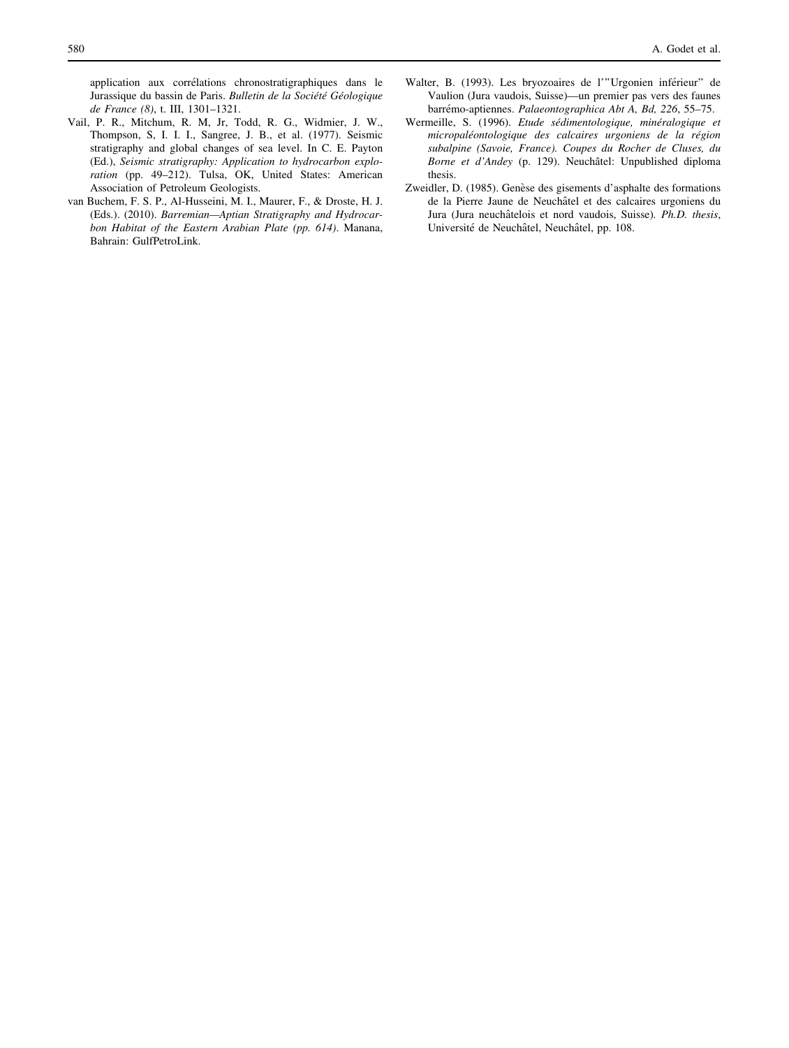application aux corrélations chronostratigraphiques dans le Jurassique du bassin de Paris. *Bulletin de la Société Géologique de France (8)*, t. III, 1301–1321.

Vail, P. R., Mitchum, R. M, Jr, Todd, R. G., Widmier, J. W., Thompson, S, I. I. I., Sangree, J. B., et al. (1977). Seismic stratigraphy and global changes of sea level. In C. E. Payton (Ed.), *Seismic stratigraphy: Application to hydrocarbon exploration* (pp. 49–212). Tulsa, OK, United States: American Association of Petroleum Geologists.

van Buchem, F. S. P., Al-Husseini, M. I., Maurer, F., & Droste, H. J. (Eds.). (2010). *Barremian—Aptian Stratigraphy and Hydrocarbon Habitat of the Eastern Arabian Plate (pp. 614)*. Manana, Bahrain: GulfPetroLink.

Walter, B. (1993). Les bryozoaires de l'"Urgonien inférieur" de Vaulion (Jura vaudois, Suisse)—un premier pas vers des faunes barrémo-aptiennes. *Palaeontographica Abt A, Bd, 226*, 55–75.

Wermeille, S. (1996). *Etude sédimentologique, minéralogique et micropaléontologique des calcaires urgoniens de la région subalpine (Savoie, France). Coupes du Rocher de Cluses, du Borne et d'Andey* (p. 129). Neuchâtel: Unpublished diploma thesis.

Zweidler, D. (1985). Genèse des gisements d'asphalte des formations de la Pierre Jaune de Neuchâtel et des calcaires urgoniens du Jura (Jura neuchâtelois et nord vaudois, Suisse). *Ph.D. thesis*, Université de Neuchâtel, Neuchâtel, pp. 108.